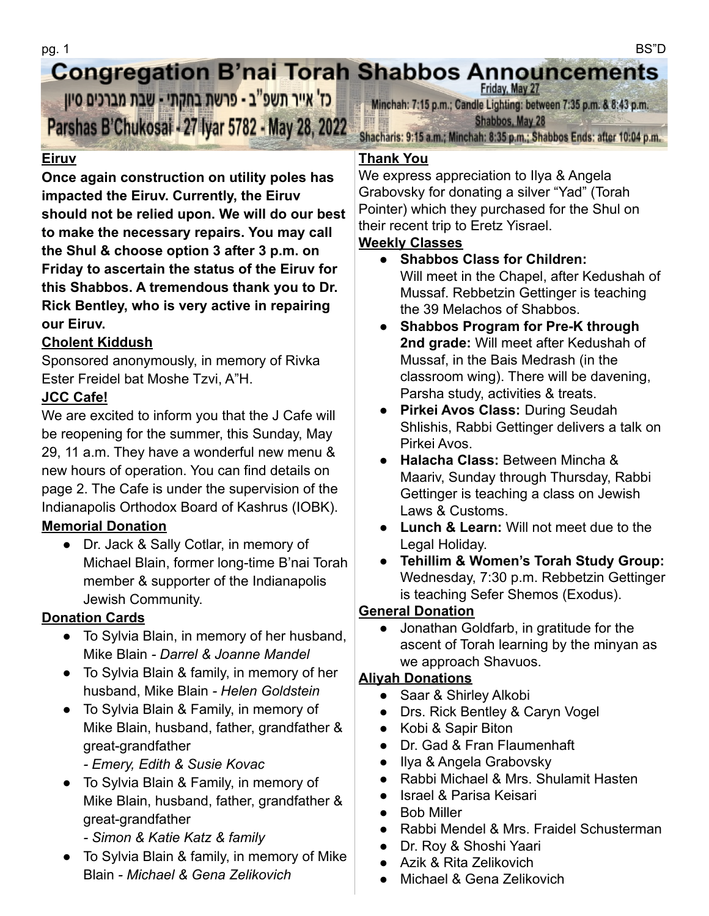BS"D

# Congregation B'nai Torah Shabbos Announcements

כז' אייר תשפ"ב - פרשת בחקתי - שבת מברכים סיון

**Parshas B'Chukosai - 27 Iyar 5782 - May 28, 2022**

**Friday, May 27**
Minchah: 7:15 p.m.; Candle Lighting: between 7:35 p.m. & 8:43 p.m.

**Shabbos, May 28**
Shacharis: 9:15 a.m.; Minchah: 8:35 p.m.; Shabbos Ends: after 10:04 p.m.

## Eiruv

**Once again construction on utility poles has impacted the Eiruv. Currently, the Eiruv should not be relied upon. We will do our best to make the necessary repairs. You may call the Shul & choose option 3 after 3 p.m. on Friday to ascertain the status of the Eiruv for this Shabbos. A tremendous thank you to Dr. Rick Bentley, who is very active in repairing our Eiruv.**

## Cholent Kiddush

Sponsored anonymously, in memory of Rivka Ester Freidel bat Moshe Tzvi, A"H.

## JCC Cafe!

We are excited to inform you that the J Cafe will be reopening for the summer, this Sunday, May 29, 11 a.m. They have a wonderful new menu & new hours of operation. You can find details on page 2. The Cafe is under the supervision of the Indianapolis Orthodox Board of Kashrus (IOBK).

## Memorial Donation

- Dr. Jack & Sally Cotlar, in memory of Michael Blain, former long-time B'nai Torah member & supporter of the Indianapolis Jewish Community.

## Donation Cards

- To Sylvia Blain, in memory of her husband, Mike Blain - *Darrel & Joanne Mandel*
- To Sylvia Blain & family, in memory of her husband, Mike Blain - *Helen Goldstein*
- To Sylvia Blain & Family, in memory of Mike Blain, husband, father, grandfather & great-grandfather
  *- Emery, Edith & Susie Kovac*
- To Sylvia Blain & Family, in memory of Mike Blain, husband, father, grandfather & great-grandfather
  *- Simon & Katie Katz & family*
- To Sylvia Blain & family, in memory of Mike Blain - *Michael & Gena Zelikovich*

## Thank You

We express appreciation to Ilya & Angela Grabovsky for donating a silver "Yad" (Torah Pointer) which they purchased for the Shul on their recent trip to Eretz Yisrael.

## Weekly Classes

- **Shabbos Class for Children:** Will meet in the Chapel, after Kedushah of Mussaf. Rebbetzin Gettinger is teaching the 39 Melachos of Shabbos.
- **Shabbos Program for Pre-K through 2nd grade:** Will meet after Kedushah of Mussaf, in the Bais Medrash (in the classroom wing). There will be davening, Parsha study, activities & treats.
- **Pirkei Avos Class:** During Seudah Shlishis, Rabbi Gettinger delivers a talk on Pirkei Avos.
- **Halacha Class:** Between Mincha & Maariv, Sunday through Thursday, Rabbi Gettinger is teaching a class on Jewish Laws & Customs.
- **Lunch & Learn:** Will not meet due to the Legal Holiday.
- **Tehillim & Women's Torah Study Group:** Wednesday, 7:30 p.m. Rebbetzin Gettinger is teaching Sefer Shemos (Exodus).

## General Donation

- Jonathan Goldfarb, in gratitude for the ascent of Torah learning by the minyan as we approach Shavuos.

## Aliyah Donations

- Saar & Shirley Alkobi
- Drs. Rick Bentley & Caryn Vogel
- Kobi & Sapir Biton
- Dr. Gad & Fran Flaumenhaft
- Ilya & Angela Grabovsky
- Rabbi Michael & Mrs. Shulamit Hasten
- Israel & Parisa Keisari
- Bob Miller
- Rabbi Mendel & Mrs. Fraidel Schusterman
- Dr. Roy & Shoshi Yaari
- Azik & Rita Zelikovich
- Michael & Gena Zelikovich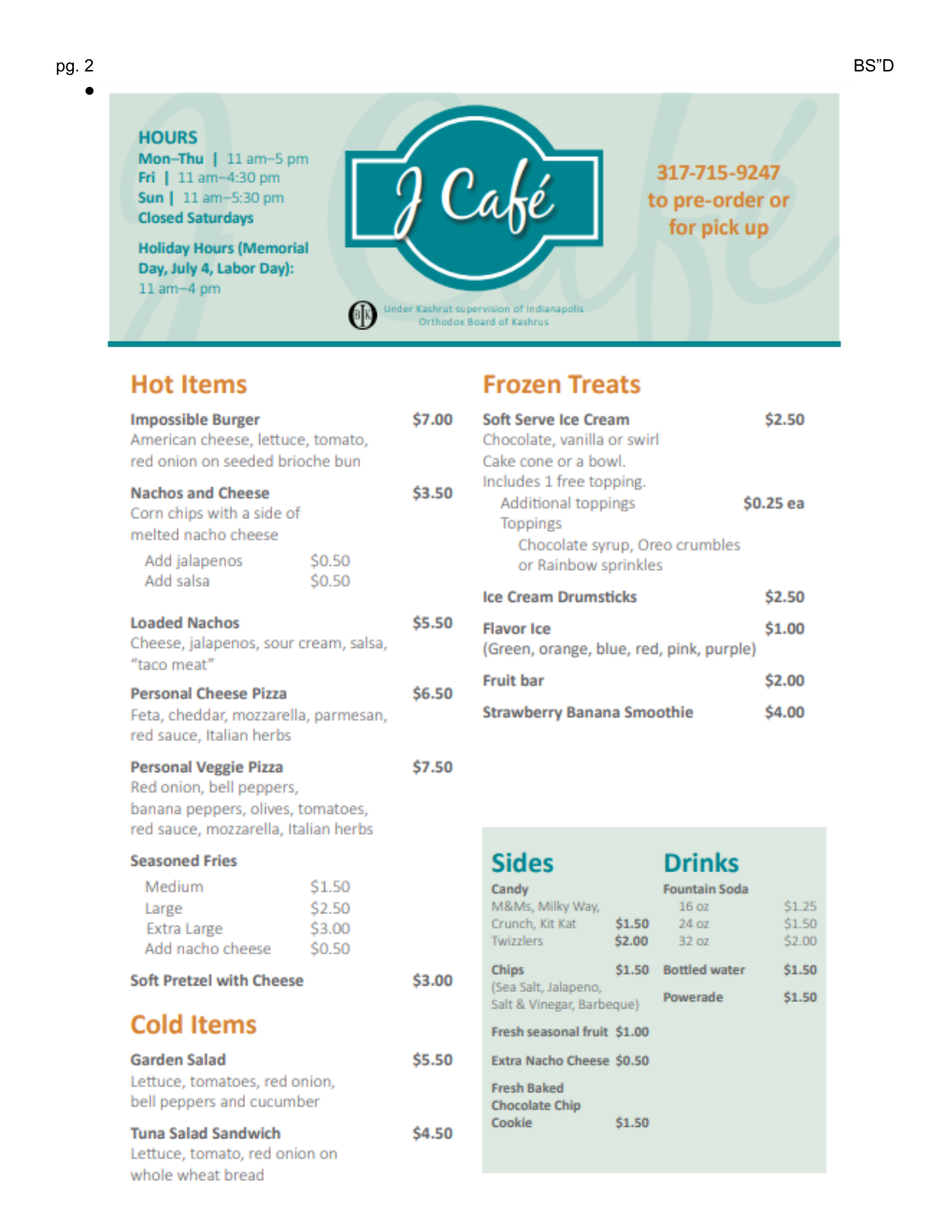BS"D

# J Café

**HOURS**
**Mon–Thu** | 11 am–5 pm
**Fri** | 11 am–4:30 pm
**Sun** | 11 am–5:30 pm
**Closed Saturdays**

**Holiday Hours (Memorial Day, July 4, Labor Day):**
11 am–4 pm

**317-715-9247 to pre-order or for pick up**

Under Kashrut supervision of Indianapolis Orthodox Board of Kashrus

## Hot Items

**Impossible Burger** — $7.00
American cheese, lettuce, tomato, red onion on seeded brioche bun

**Nachos and Cheese** — $3.50
Corn chips with a side of melted nacho cheese

| | |
|---|---|
| Add jalapenos | $0.50 |
| Add salsa | $0.50 |

**Loaded Nachos** — $5.50
Cheese, jalapenos, sour cream, salsa, "taco meat"

**Personal Cheese Pizza** — $6.50
Feta, cheddar, mozzarella, parmesan, red sauce, Italian herbs

**Personal Veggie Pizza** — $7.50
Red onion, bell peppers, banana peppers, olives, tomatoes, red sauce, mozzarella, Italian herbs

**Seasoned Fries**

| | |
|---|---|
| Medium | $1.50 |
| Large | $2.50 |
| Extra Large | $3.00 |
| Add nacho cheese | $0.50 |

**Soft Pretzel with Cheese** — $3.00

## Cold Items

**Garden Salad** — $5.50
Lettuce, tomatoes, red onion, bell peppers and cucumber

**Tuna Salad Sandwich** — $4.50
Lettuce, tomato, red onion on whole wheat bread

## Frozen Treats

**Soft Serve Ice Cream** — $2.50
Chocolate, vanilla or swirl
Cake cone or a bowl.
Includes 1 free topping.
Additional toppings — $0.25 ea
Toppings
Chocolate syrup, Oreo crumbles or Rainbow sprinkles

**Ice Cream Drumsticks** — $2.50

**Flavor Ice** — $1.00
(Green, orange, blue, red, pink, purple)

**Fruit bar** — $2.00

**Strawberry Banana Smoothie** — $4.00

## Sides

**Candy**

| | |
|---|---|
| M&Ms, Milky Way, Crunch, Kit Kat | $1.50 |
| Twizzlers | $2.00 |

**Chips** — $1.50
(Sea Salt, Jalapeno, Salt & Vinegar, Barbeque)

**Fresh seasonal fruit** — $1.00

**Extra Nacho Cheese** — $0.50

**Fresh Baked Chocolate Chip Cookie** — $1.50

## Drinks

**Fountain Soda**

| | |
|---|---|
| 16 oz | $1.25 |
| 24 oz | $1.50 |
| 32 oz | $2.00 |

**Bottled water** — $1.50

**Powerade** — $1.50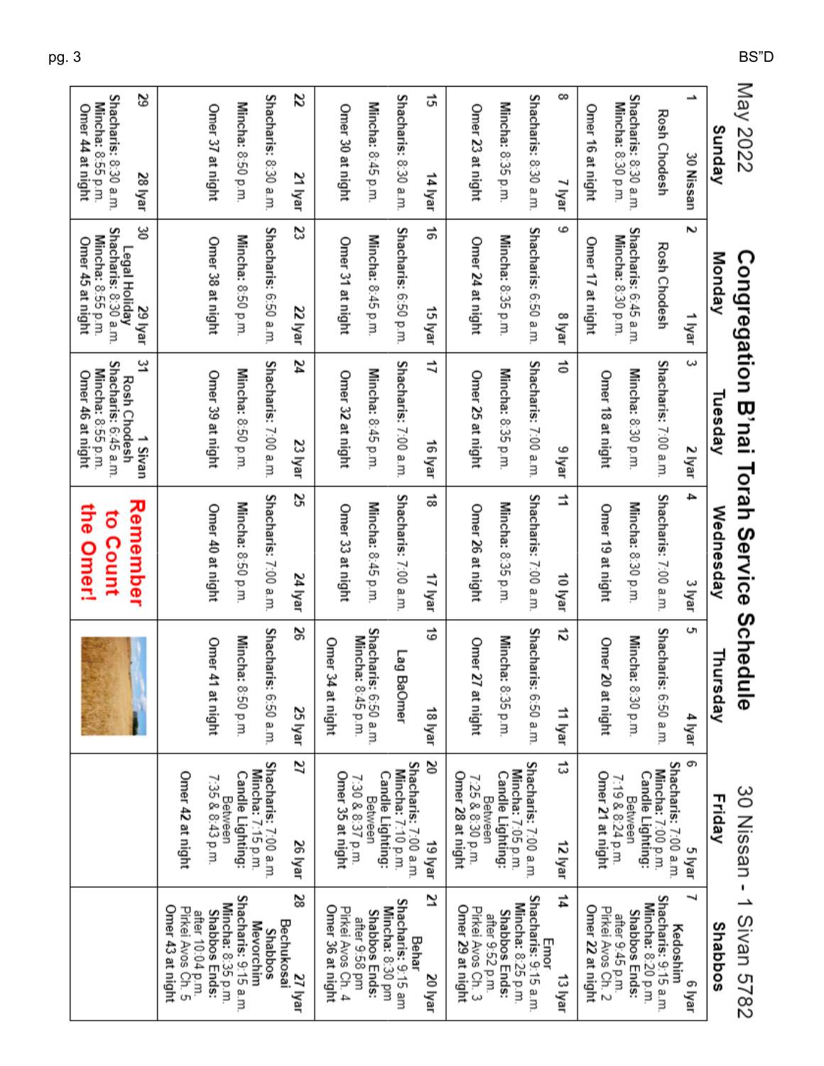# Congregation B'nai Torah Service Schedule

## May 2022 — 30 Nissan - 1 Sivan 5782

BS"D

| Sunday | Monday | Tuesday | Wednesday | Thursday | Friday | Shabbos |
|---|---|---|---|---|---|---|
| **1** 30 Nissan<br>Rosh Chodesh<br>Shacharis: 8:30 a.m.<br>Mincha: 8:30 p.m.<br>Omer 16 at night | **2** 1 Iyar<br>Rosh Chodesh<br>Shacharis: 6:45 a.m.<br>Mincha: 8:30 p.m.<br>Omer 17 at night | **3** 2 Iyar<br>Shacharis: 7:00 a.m.<br>Mincha: 8:30 p.m.<br>Omer 18 at night | **4** 3 Iyar<br>Shacharis: 7:00 a.m.<br>Mincha: 8:30 p.m.<br>Omer 19 at night | **5** 4 Iyar<br>Shacharis: 6:50 a.m.<br>Mincha: 8:30 p.m.<br>Omer 20 at night | **6** 5 Iyar<br>Shacharis: 7:00 a.m.<br>Mincha: 7:00 p.m.<br>Candle Lighting: Between 7:19 & 8:24 p.m.<br>Omer 21 at night | **7** 6 Iyar<br>Kedoshim<br>Shacharis: 9:15 a.m.<br>Mincha: 8:20 p.m.<br>Shabbos Ends: after 9:45 p.m.<br>Pirkei Avos Ch. 2<br>Omer 22 at night |
| **8** 7 Iyar<br>Shacharis: 8:30 a.m.<br>Mincha: 8:35 p.m.<br>Omer 23 at night | **9** 8 Iyar<br>Shacharis: 6:50 a.m.<br>Mincha: 8:35 p.m.<br>Omer 24 at night | **10** 9 Iyar<br>Shacharis: 7:00 a.m.<br>Mincha: 8:35 p.m.<br>Omer 25 at night | **11** 10 Iyar<br>Shacharis: 7:00 a.m.<br>Mincha: 8:35 p.m.<br>Omer 26 at night | **12** 11 Iyar<br>Shacharis: 6:50 a.m.<br>Mincha: 8:35 p.m.<br>Omer 27 at night | **13** 12 Iyar<br>Shacharis: 7:00 a.m.<br>Mincha: 7:05 p.m.<br>Candle Lighting: Between 7:25 & 8:30 p.m.<br>Omer 28 at night | **14** 13 Iyar<br>Emor<br>Shacharis: 9:15 a.m.<br>Mincha: 8:25 p.m.<br>Shabbos Ends: after 9:52 p.m.<br>Pirkei Avos Ch. 3<br>Omer 29 at night |
| **15** 14 Iyar<br>Shacharis: 8:30 a.m.<br>Mincha: 8:45 p.m.<br>Omer 30 at night | **16** 15 Iyar<br>Shacharis: 6:50 p.m.<br>Mincha: 8:45 p.m.<br>Omer 31 at night | **17** 16 Iyar<br>Shacharis: 7:00 a.m.<br>Mincha: 8:45 p.m.<br>Omer 32 at night | **18** 17 Iyar<br>Shacharis: 7:00 a.m.<br>Mincha: 8:45 p.m.<br>Omer 33 at night | **19** 18 Iyar<br>Lag BaOmer<br>Shacharis: 6:50 a.m.<br>Mincha: 8:45 p.m.<br>Omer 34 at night | **20** 19 Iyar<br>Shacharis: 7:00 a.m.<br>Mincha: 7:10 p.m.<br>Candle Lighting: Between 7:30 & 8:37 p.m.<br>Omer 35 at night | **21** 20 Iyar<br>Behar<br>Shacharis: 9:15 am<br>Mincha: 8:30 pm<br>Shabbos Ends: after 9:58 pm<br>Pirkei Avos Ch. 4<br>Omer 36 at night |
| **22** 21 Iyar<br>Shacharis: 8:30 a.m.<br>Mincha: 8:50 p.m.<br>Omer 37 at night | **23** 22 Iyar<br>Shacharis: 6:50 a.m.<br>Mincha: 8:50 p.m.<br>Omer 38 at night | **24** 23 Iyar<br>Shacharis: 7:00 a.m.<br>Mincha: 8:50 p.m.<br>Omer 39 at night | **25** 24 Iyar<br>Shacharis: 7:00 a.m.<br>Mincha: 8:50 p.m.<br>Omer 40 at night | **26** 25 Iyar<br>Shacharis: 6:50 a.m.<br>Mincha: 8:50 p.m.<br>Omer 41 at night | **27** 26 Iyar<br>Shacharis: 7:00 a.m.<br>Mincha: 7:15 p.m.<br>Candle Lighting: Between 7:35 & 8:43 p.m.<br>Omer 42 at night | **28** 27 Iyar<br>Bechukosai<br>Shabbos Mevorchim<br>Shacharis: 9:15 a.m.<br>Mincha: 8:35 p.m.<br>Shabbos Ends: after 10:04 p.m.<br>Pirkei Avos Ch. 5<br>Omer 43 at night |
| **29** 28 Iyar<br>Shacharis: 8:30 a.m.<br>Mincha: 8:55 p.m.<br>Omer 44 at night | **30** 29 Iyar<br>Legal Holiday<br>Shacharis: 8:30 a.m.<br>Mincha: 8:55 p.m.<br>Omer 45 at night | **31** 1 Sivan<br>Rosh Chodesh<br>Shacharis: 6:45 a.m.<br>Mincha: 8:55 p.m.<br>Omer 46 at night | **Remember to Count the Omer!** | | | |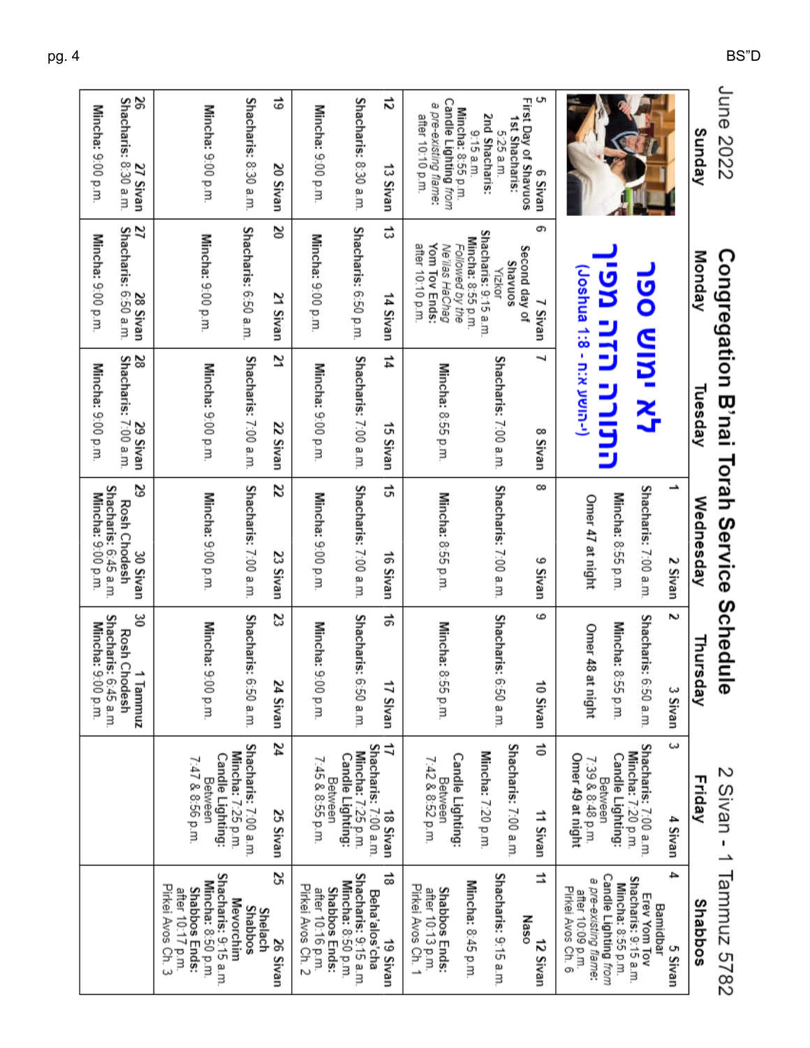# June 2022 — Congregation B'nai Torah Service Schedule — 2 Sivan - 1 Tammuz 5782

| Sunday | Monday | Tuesday | Wednesday | Thursday | Friday | Shabbos |
|---|---|---|---|---|---|---|
| | לא ימוש ספר התורה הזה מפיך (Joshua 1:8 - יהושע א:ח) | | 1 — 2 Sivan<br>Shacharis: 7:00 a.m.<br>Mincha: 8:55 p.m.<br>Omer 47 at night | 2 — 3 Sivan<br>Shacharis: 6:50 a.m.<br>Mincha: 8:55 p.m.<br>Omer 48 at night | 3 — 4 Sivan<br>Shacharis: 7:00 a.m.<br>Mincha: 7:20 p.m.<br>Candle Lighting: Between 7:39 & 8:48 p.m.<br>Omer 49 at night | 4 — 5 Sivan<br>Bamidbar<br>Erev Yom Tov<br>Shacharis: 9:15 a.m.<br>Mincha: 8:55 p.m.<br>Candle Lighting *from a pre-existing flame*: after 10:09 p.m.<br>Pirkei Avos Ch. 6 |
| 5 — 6 Sivan<br>First Day of Shavuos<br>1st Shacharis: 5:25 a.m.<br>2nd Shacharis: 9:15 a.m.<br>Mincha: 8:55 p.m.<br>Candle Lighting *from a pre-existing flame*: after 10:10 p.m. | 6 — 7 Sivan<br>Second day of Shavuos<br>Yizkor<br>Shacharis: 9:15 a.m.<br>Mincha: 8:55 p.m.<br>*Followed by the Ne'ilas HaChag*<br>Yom Tov Ends: after 10:10 p.m. | 7 — 8 Sivan<br>Shacharis: 7:00 a.m.<br>Mincha: 8:55 p.m. | 8 — 9 Sivan<br>Shacharis: 7:00 a.m.<br>Mincha: 8:55 p.m. | 9 — 10 Sivan<br>Shacharis: 6:50 a.m.<br>Mincha: 8:55 p.m. | 10 — 11 Sivan<br>Shacharis: 7:00 a.m.<br>Mincha: 7:20 p.m.<br>Candle Lighting: Between 7:42 & 8:52 p.m. | 11 — 12 Sivan<br>Naso<br>Shacharis: 9:15 a.m.<br>Mincha: 8:45 p.m.<br>Shabbos Ends: after 10:13 p.m.<br>Pirkei Avos Ch. 1 |
| 12 — 13 Sivan<br>Shacharis: 8:30 a.m.<br>Mincha: 9:00 p.m. | 13 — 14 Sivan<br>Shacharis: 6:50 p.m.<br>Mincha: 9:00 p.m. | 14 — 15 Sivan<br>Shacharis: 7:00 a.m.<br>Mincha: 9:00 p.m. | 15 — 16 Sivan<br>Shacharis: 7:00 a.m.<br>Mincha: 9:00 p.m. | 16 — 17 Sivan<br>Shacharis: 6:50 a.m.<br>Mincha: 9:00 p.m. | 17 — 18 Sivan<br>Shacharis: 7:00 a.m.<br>Mincha: 7:25 p.m.<br>Candle Lighting: Between 7:45 & 8:55 p.m. | 18 — 19 Sivan<br>Beha'alos'cha<br>Shacharis: 9:15 a.m.<br>Mincha: 8:50 p.m.<br>Shabbos Ends: after 10:16 p.m.<br>Pirkei Avos Ch. 2 |
| 19 — 20 Sivan<br>Shacharis: 8:30 a.m.<br>Mincha: 9:00 p.m. | 20 — 21 Sivan<br>Shacharis: 6:50 a.m.<br>Mincha: 9:00 p.m. | 21 — 22 Sivan<br>Shacharis: 7:00 a.m.<br>Mincha: 9:00 p.m. | 22 — 23 Sivan<br>Shacharis: 7:00 a.m.<br>Mincha: 9:00 p.m. | 23 — 24 Sivan<br>Shacharis: 6:50 a.m.<br>Mincha: 9:00 p.m. | 24 — 25 Sivan<br>Shacharis: 7:00 a.m.<br>Mincha: 7:25 p.m.<br>Candle Lighting: Between 7:47 & 8:56 p.m. | 25 — 26 Sivan<br>Shelach<br>Shabbos Mevorchim<br>Shacharis: 9:15 a.m.<br>Mincha: 8:50 p.m.<br>Shabbos Ends: after 10:17 p.m.<br>Pirkei Avos Ch. 3 |
| 26 — 27 Sivan<br>Shacharis: 8:30 a.m.<br>Mincha: 9:00 p.m. | 27 — 28 Sivan<br>Shacharis: 6:50 a.m.<br>Mincha: 9:00 p.m. | 28 — 29 Sivan<br>Shacharis: 7:00 a.m.<br>Mincha: 9:00 p.m. | 29 — 30 Sivan<br>Rosh Chodesh<br>Shacharis: 6:45 a.m.<br>Mincha: 9:00 p.m. | 30 — 1 Tammuz<br>Rosh Chodesh<br>Shacharis: 6:45 a.m.<br>Mincha: 9:00 p.m. | | |